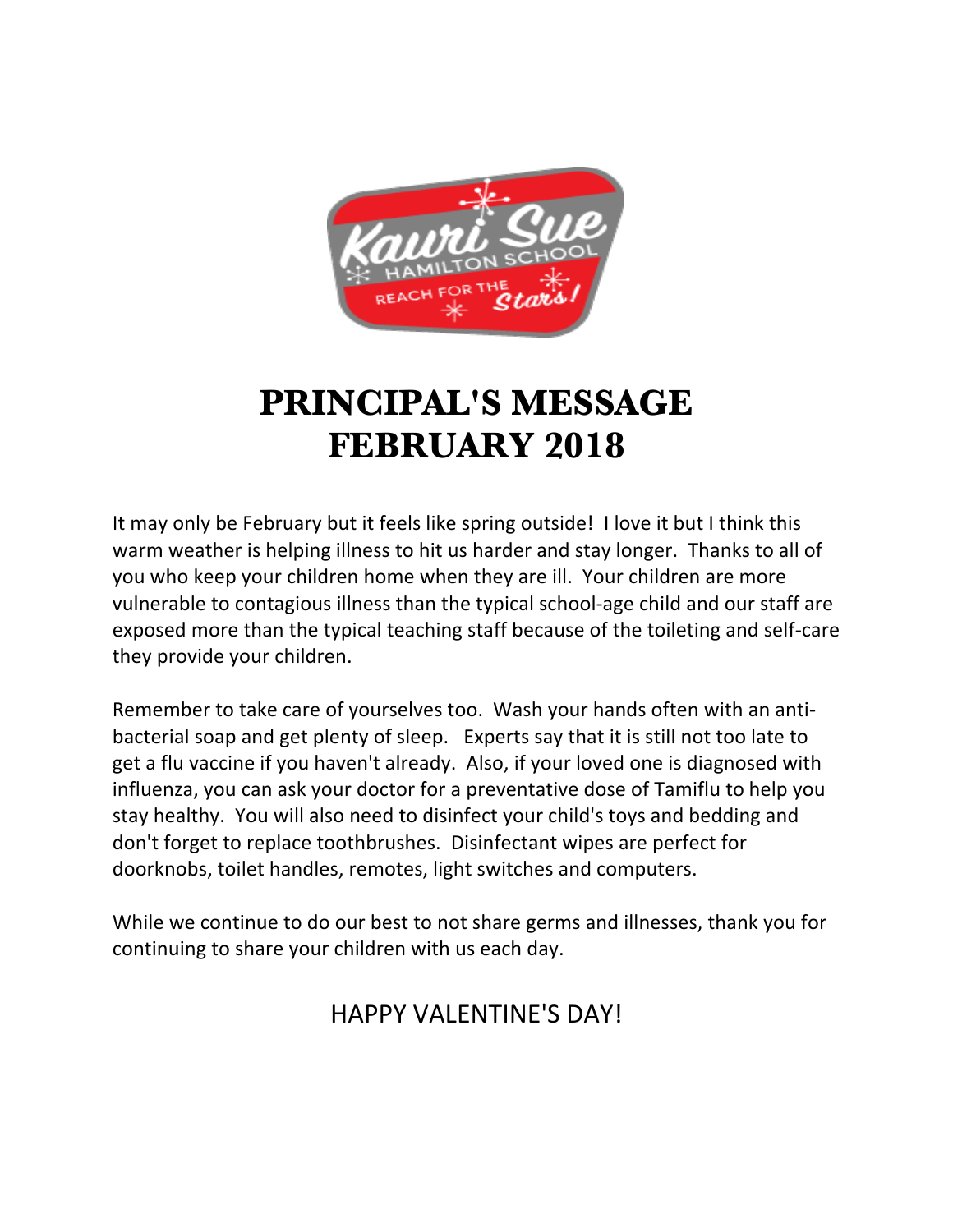# PRINCIPAL'S MESSAGE FEBRUARY 2018

It may only be February but it feels like spring outside! I love it but I think this warm weather is helping illness to hit us harder and stay longer. Thanks to all of you who keep your children home when they are ill. Your children are more vulnerable to contagious illness than the typical school-age child and our staff are exposed more than the typical teaching staff because of the toileting and self-care they provide your children.

Remember to take care of yourselves too. Wash your hands often with an anti-bacterial soap and get plenty of sleep. Experts say that it is still not too late to get a flu vaccine if you haven't already. Also, if your loved one is diagnosed with influenza, you can ask your doctor for a preventative dose of Tamiflu to help you stay healthy. You will also need to disinfect your child's toys and bedding and don't forget to replace toothbrushes. Disinfectant wipes are perfect for doorknobs, toilet handles, remotes, light switches and computers.

While we continue to do our best to not share germs and illnesses, thank you for continuing to share your children with us each day.

HAPPY VALENTINE'S DAY!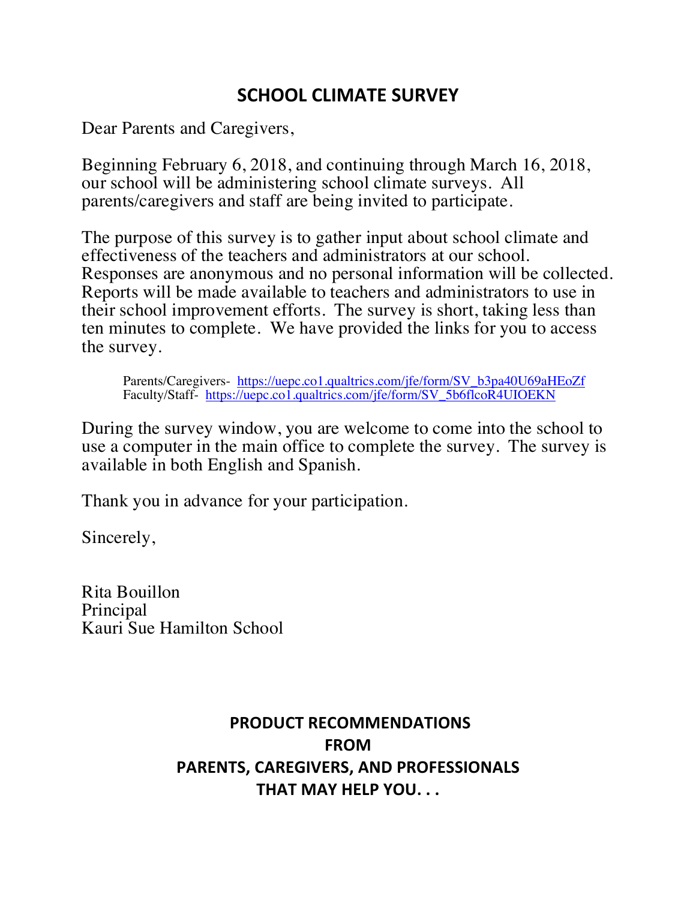## SCHOOL CLIMATE SURVEY

Dear Parents and Caregivers,

Beginning February 6, 2018, and continuing through March 16, 2018, our school will be administering school climate surveys. All parents/caregivers and staff are being invited to participate.

The purpose of this survey is to gather input about school climate and effectiveness of the teachers and administrators at our school. Responses are anonymous and no personal information will be collected. Reports will be made available to teachers and administrators to use in their school improvement efforts. The survey is short, taking less than ten minutes to complete. We have provided the links for you to access the survey.

> Parents/Caregivers- https://uepc.co1.qualtrics.com/jfe/form/SV_b3pa40U69aHEoZf
> Faculty/Staff- https://uepc.co1.qualtrics.com/jfe/form/SV_5b6flcoR4UIOEKN

During the survey window, you are welcome to come into the school to use a computer in the main office to complete the survey. The survey is available in both English and Spanish.

Thank you in advance for your participation.

Sincerely,

Rita Bouillon
Principal
Kauri Sue Hamilton School

## PRODUCT RECOMMENDATIONS FROM PARENTS, CAREGIVERS, AND PROFESSIONALS THAT MAY HELP YOU. . .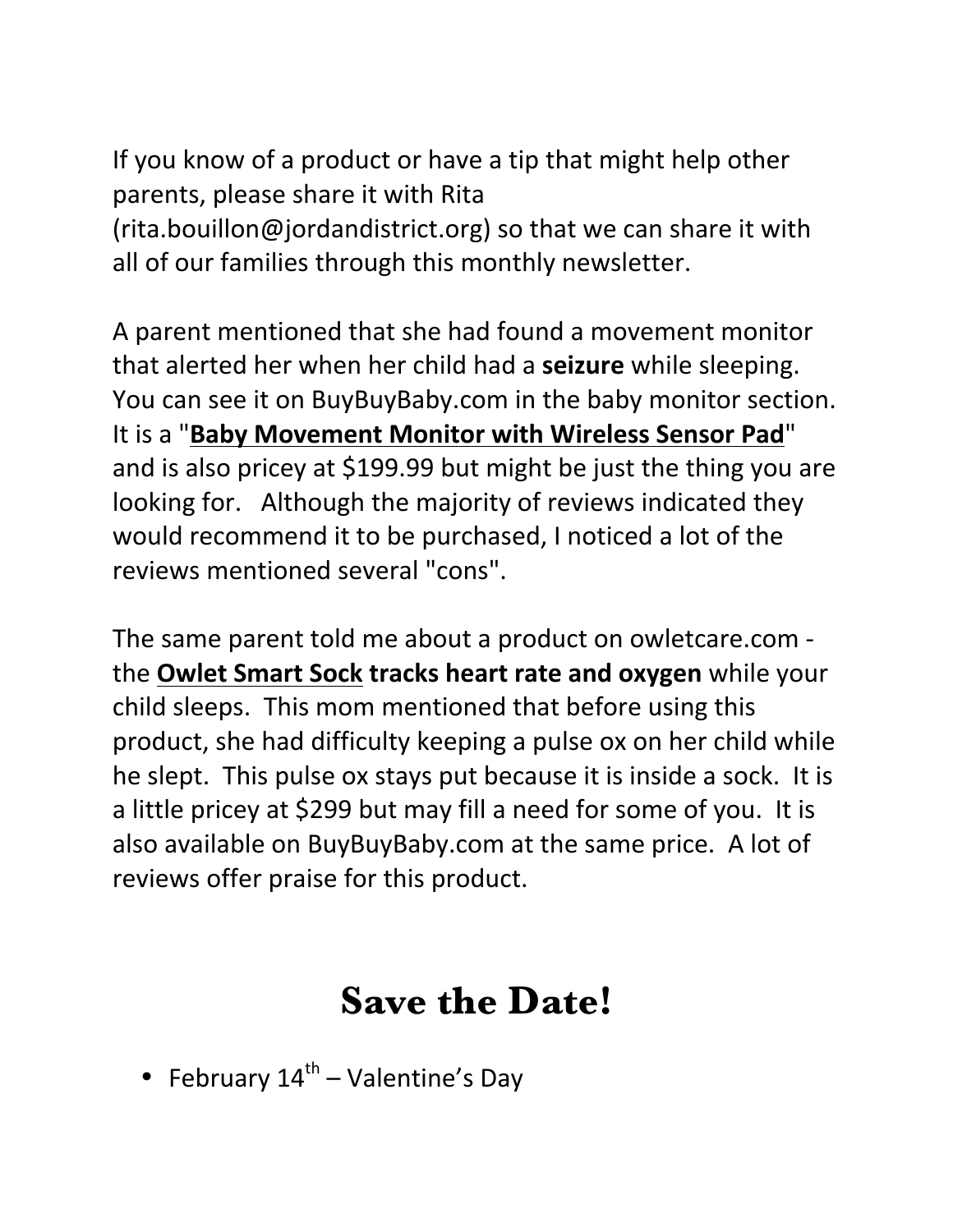If you know of a product or have a tip that might help other parents, please share it with Rita (rita.bouillon@jordandistrict.org) so that we can share it with all of our families through this monthly newsletter.

A parent mentioned that she had found a movement monitor that alerted her when her child had a **seizure** while sleeping. You can see it on BuyBuyBaby.com in the baby monitor section. It is a "**Baby Movement Monitor with Wireless Sensor Pad**" and is also pricey at $199.99 but might be just the thing you are looking for. Although the majority of reviews indicated they would recommend it to be purchased, I noticed a lot of the reviews mentioned several "cons".

The same parent told me about a product on owletcare.com - the **Owlet Smart Sock tracks heart rate and oxygen** while your child sleeps. This mom mentioned that before using this product, she had difficulty keeping a pulse ox on her child while he slept. This pulse ox stays put because it is inside a sock. It is a little pricey at $299 but may fill a need for some of you. It is also available on BuyBuyBaby.com at the same price. A lot of reviews offer praise for this product.

## Save the Date!

- February 14th – Valentine's Day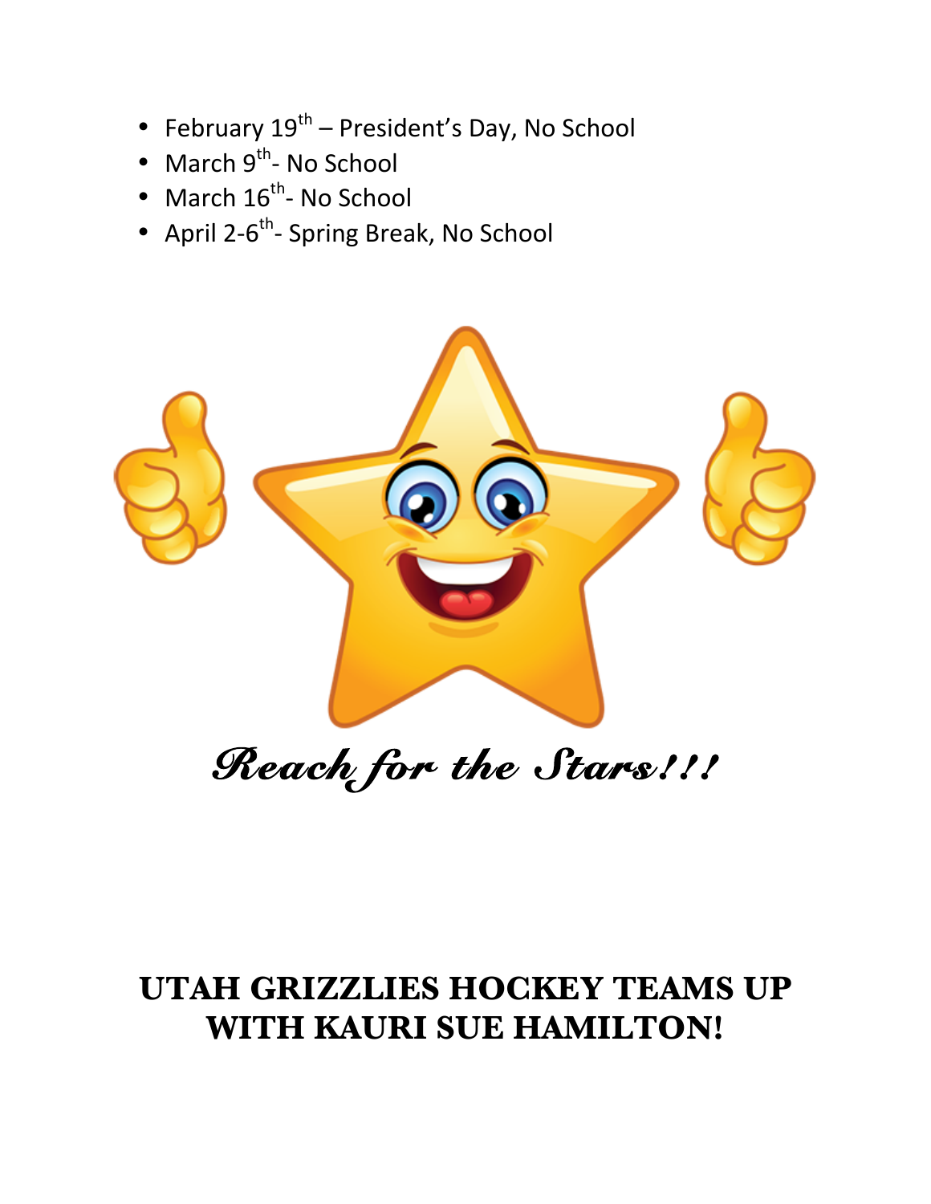- February 19th – President's Day, No School
- March 9th- No School
- March 16th- No School
- April 2-6th- Spring Break, No School

*Reach for the Stars!!!*

# UTAH GRIZZLIES HOCKEY TEAMS UP WITH KAURI SUE HAMILTON!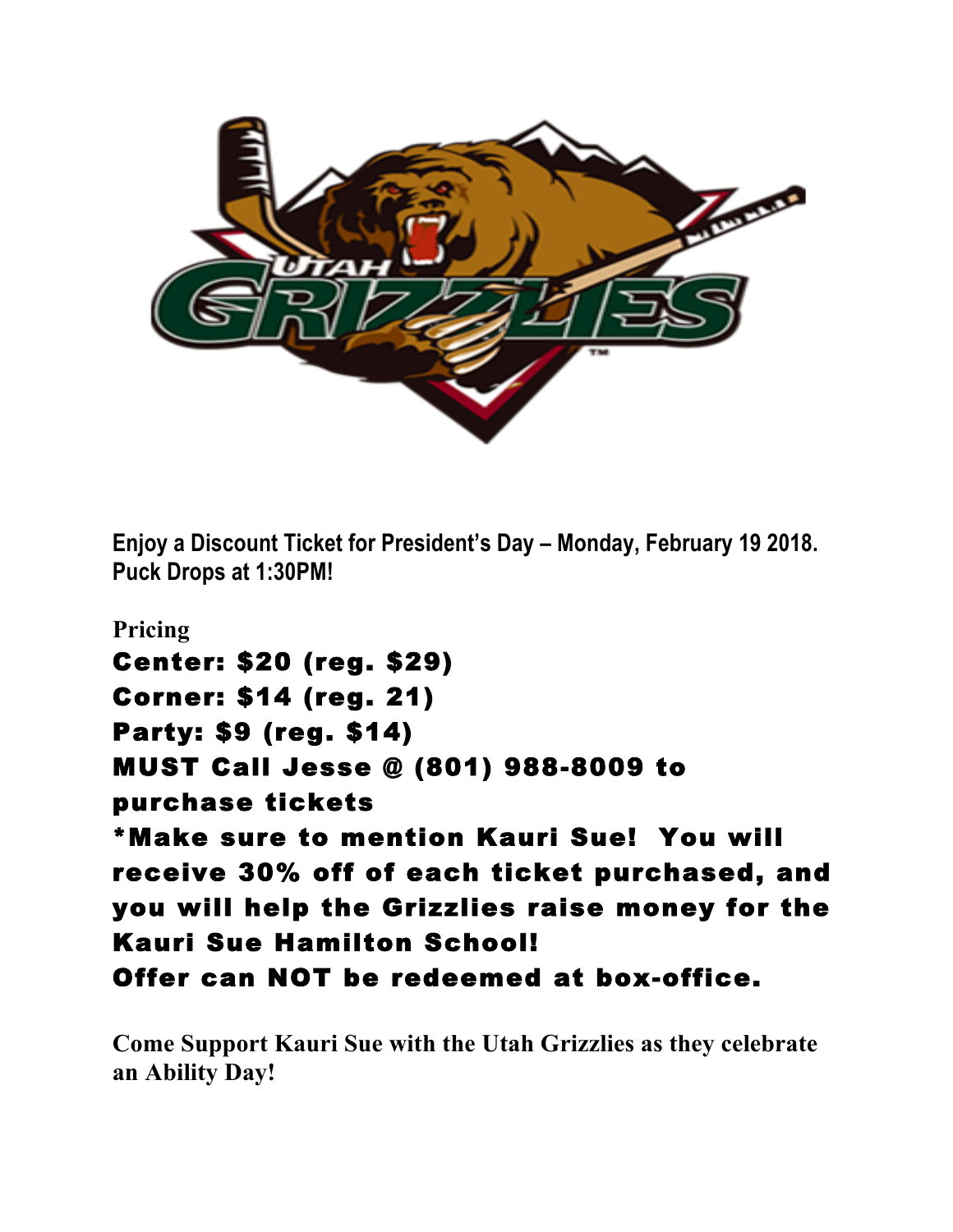**Enjoy a Discount Ticket for President's Day – Monday, February 19 2018. Puck Drops at 1:30PM!**

**Pricing**

**Center: $20 (reg. $29)**
**Corner: $14 (reg. 21)**
**Party: $9 (reg. $14)**
**MUST Call Jesse @ (801) 988-8009 to purchase tickets**
***Make sure to mention Kauri Sue! You will receive 30% off of each ticket purchased, and you will help the Grizzlies raise money for the Kauri Sue Hamilton School!**
**Offer can NOT be redeemed at box-office.**

**Come Support Kauri Sue with the Utah Grizzlies as they celebrate an Ability Day!**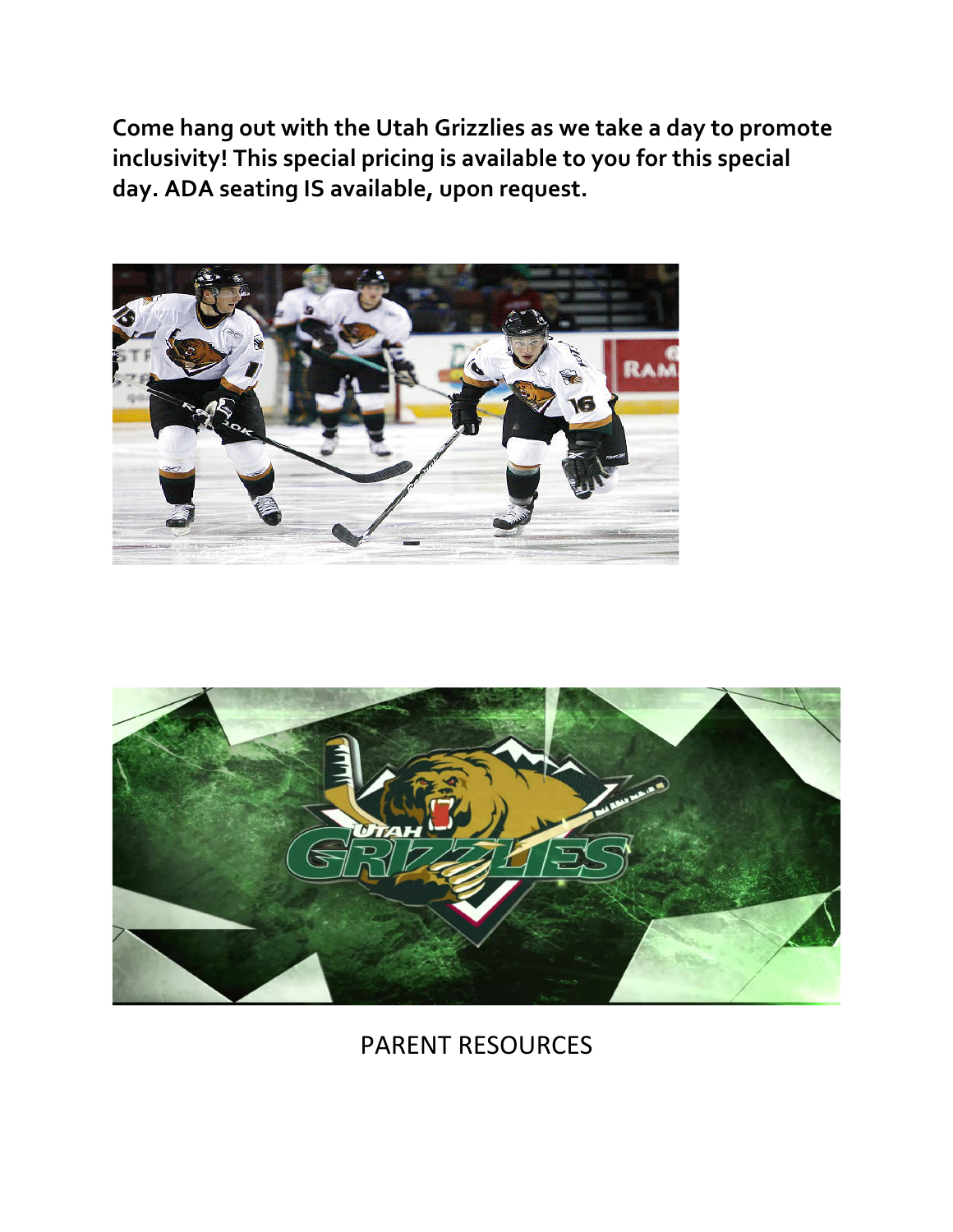**Come hang out with the Utah Grizzlies as we take a day to promote inclusivity! This special pricing is available to you for this special day. ADA seating IS available, upon request.**

PARENT RESOURCES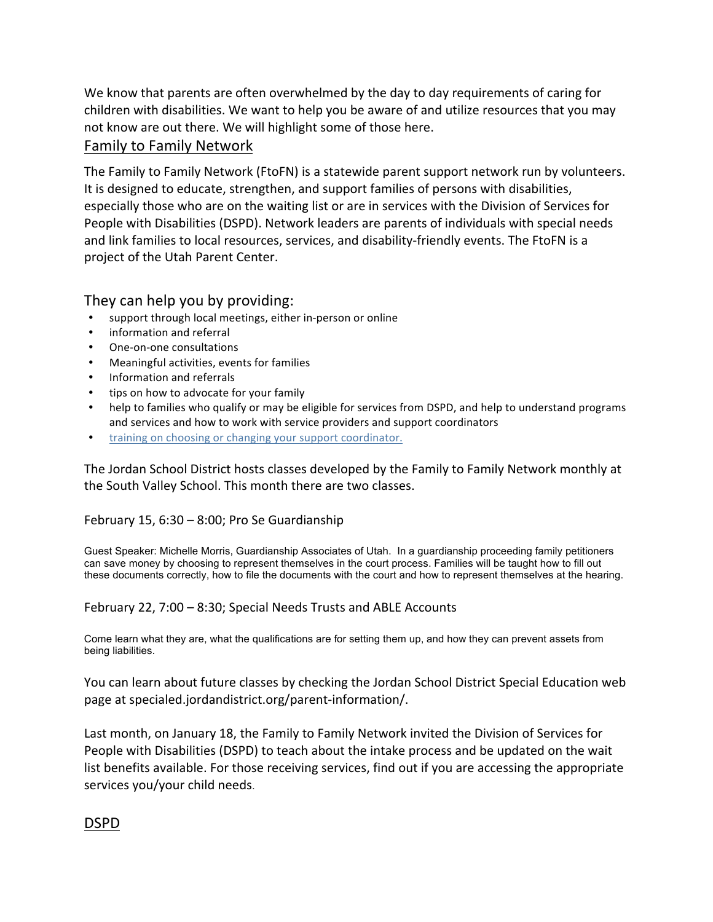We know that parents are often overwhelmed by the day to day requirements of caring for children with disabilities. We want to help you be aware of and utilize resources that you may not know are out there. We will highlight some of those here.

## Family to Family Network

The Family to Family Network (FtoFN) is a statewide parent support network run by volunteers. It is designed to educate, strengthen, and support families of persons with disabilities, especially those who are on the waiting list or are in services with the Division of Services for People with Disabilities (DSPD). Network leaders are parents of individuals with special needs and link families to local resources, services, and disability-friendly events. The FtoFN is a project of the Utah Parent Center.

### They can help you by providing:

- support through local meetings, either in-person or online
- information and referral
- One-on-one consultations
- Meaningful activities, events for families
- Information and referrals
- tips on how to advocate for your family
- help to families who qualify or may be eligible for services from DSPD, and help to understand programs and services and how to work with service providers and support coordinators
- training on choosing or changing your support coordinator.

The Jordan School District hosts classes developed by the Family to Family Network monthly at the South Valley School. This month there are two classes.

February 15, 6:30 – 8:00; Pro Se Guardianship

Guest Speaker: Michelle Morris, Guardianship Associates of Utah. In a guardianship proceeding family petitioners can save money by choosing to represent themselves in the court process. Families will be taught how to fill out these documents correctly, how to file the documents with the court and how to represent themselves at the hearing.

February 22, 7:00 – 8:30; Special Needs Trusts and ABLE Accounts

Come learn what they are, what the qualifications are for setting them up, and how they can prevent assets from being liabilities.

You can learn about future classes by checking the Jordan School District Special Education web page at specialed.jordandistrict.org/parent-information/.

Last month, on January 18, the Family to Family Network invited the Division of Services for People with Disabilities (DSPD) to teach about the intake process and be updated on the wait list benefits available. For those receiving services, find out if you are accessing the appropriate services you/your child needs.

## DSPD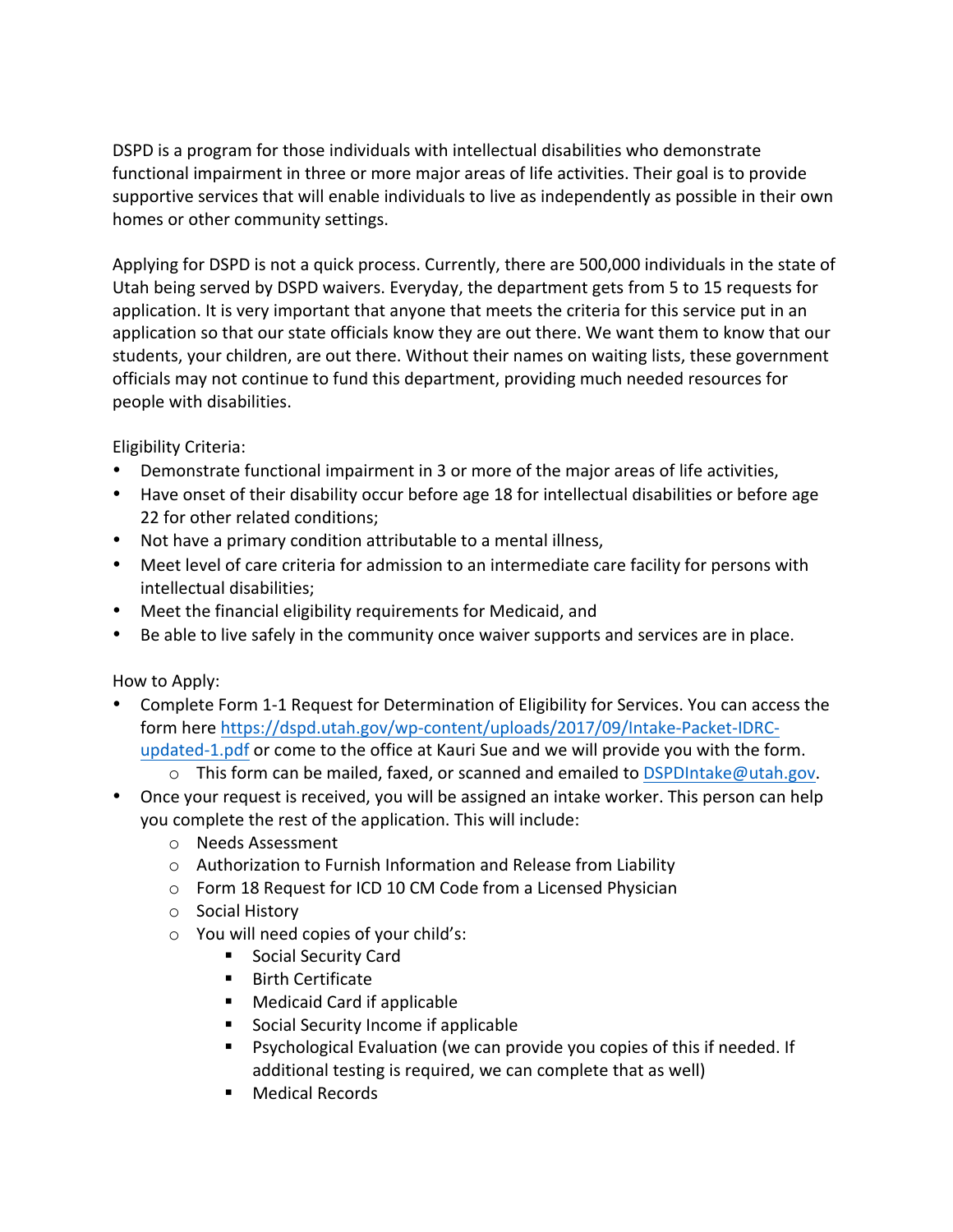DSPD is a program for those individuals with intellectual disabilities who demonstrate functional impairment in three or more major areas of life activities. Their goal is to provide supportive services that will enable individuals to live as independently as possible in their own homes or other community settings.

Applying for DSPD is not a quick process. Currently, there are 500,000 individuals in the state of Utah being served by DSPD waivers. Everyday, the department gets from 5 to 15 requests for application. It is very important that anyone that meets the criteria for this service put in an application so that our state officials know they are out there. We want them to know that our students, your children, are out there. Without their names on waiting lists, these government officials may not continue to fund this department, providing much needed resources for people with disabilities.

Eligibility Criteria:

- Demonstrate functional impairment in 3 or more of the major areas of life activities,
- Have onset of their disability occur before age 18 for intellectual disabilities or before age 22 for other related conditions;
- Not have a primary condition attributable to a mental illness,
- Meet level of care criteria for admission to an intermediate care facility for persons with intellectual disabilities;
- Meet the financial eligibility requirements for Medicaid, and
- Be able to live safely in the community once waiver supports and services are in place.

How to Apply:

- Complete Form 1-1 Request for Determination of Eligibility for Services. You can access the form here [https://dspd.utah.gov/wp-content/uploads/2017/09/Intake-Packet-IDRC-updated-1.pdf](https://dspd.utah.gov/wp-content/uploads/2017/09/Intake-Packet-IDRC-updated-1.pdf) or come to the office at Kauri Sue and we will provide you with the form.
  - This form can be mailed, faxed, or scanned and emailed to [DSPDIntake@utah.gov](mailto:DSPDIntake@utah.gov).
- Once your request is received, you will be assigned an intake worker. This person can help you complete the rest of the application. This will include:
  - Needs Assessment
  - Authorization to Furnish Information and Release from Liability
  - Form 18 Request for ICD 10 CM Code from a Licensed Physician
  - Social History
  - You will need copies of your child's:
    - Social Security Card
    - Birth Certificate
    - Medicaid Card if applicable
    - Social Security Income if applicable
    - Psychological Evaluation (we can provide you copies of this if needed. If additional testing is required, we can complete that as well)
    - Medical Records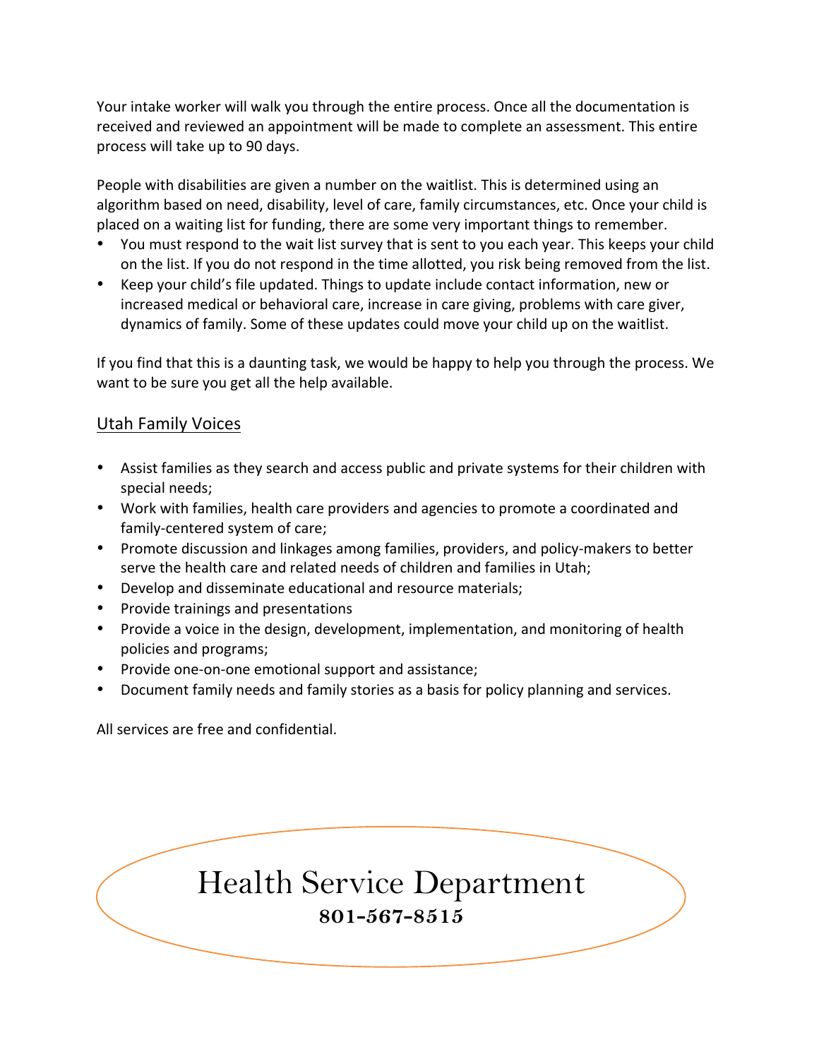Your intake worker will walk you through the entire process. Once all the documentation is received and reviewed an appointment will be made to complete an assessment. This entire process will take up to 90 days.

People with disabilities are given a number on the waitlist. This is determined using an algorithm based on need, disability, level of care, family circumstances, etc. Once your child is placed on a waiting list for funding, there are some very important things to remember.

- You must respond to the wait list survey that is sent to you each year. This keeps your child on the list. If you do not respond in the time allotted, you risk being removed from the list.
- Keep your child's file updated. Things to update include contact information, new or increased medical or behavioral care, increase in care giving, problems with care giver, dynamics of family. Some of these updates could move your child up on the waitlist.

If you find that this is a daunting task, we would be happy to help you through the process. We want to be sure you get all the help available.

## Utah Family Voices

- Assist families as they search and access public and private systems for their children with special needs;
- Work with families, health care providers and agencies to promote a coordinated and family-centered system of care;
- Promote discussion and linkages among families, providers, and policy-makers to better serve the health care and related needs of children and families in Utah;
- Develop and disseminate educational and resource materials;
- Provide trainings and presentations
- Provide a voice in the design, development, implementation, and monitoring of health policies and programs;
- Provide one-on-one emotional support and assistance;
- Document family needs and family stories as a basis for policy planning and services.

All services are free and confidential.

# Health Service Department

**801-567-8515**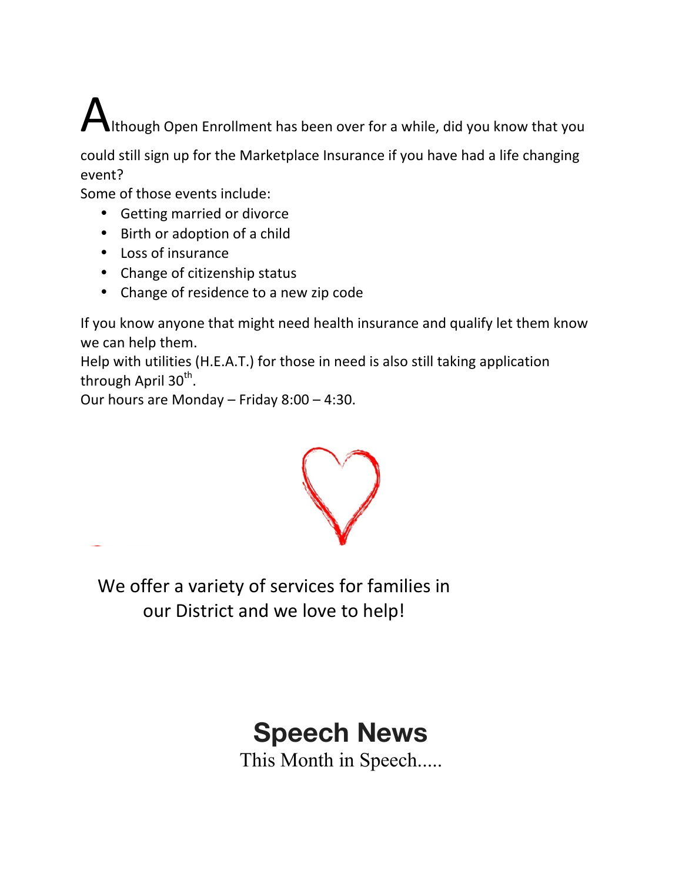Although Open Enrollment has been over for a while, did you know that you could still sign up for the Marketplace Insurance if you have had a life changing event?

Some of those events include:

- Getting married or divorce
- Birth or adoption of a child
- Loss of insurance
- Change of citizenship status
- Change of residence to a new zip code

If you know anyone that might need health insurance and qualify let them know we can help them.

Help with utilities (H.E.A.T.) for those in need is also still taking application through April 30th.

Our hours are Monday – Friday 8:00 – 4:30.

We offer a variety of services for families in our District and we love to help!

# Speech News

This Month in Speech.....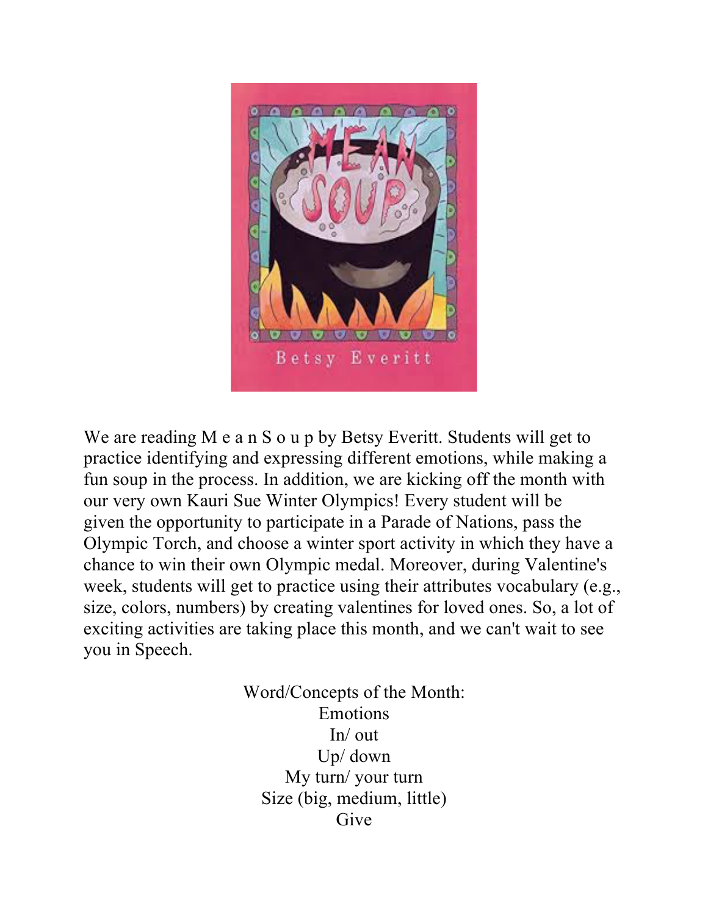We are reading M e a n S o u p by Betsy Everitt. Students will get to practice identifying and expressing different emotions, while making a fun soup in the process. In addition, we are kicking off the month with our very own Kauri Sue Winter Olympics! Every student will be given the opportunity to participate in a Parade of Nations, pass the Olympic Torch, and choose a winter sport activity in which they have a chance to win their own Olympic medal. Moreover, during Valentine's week, students will get to practice using their attributes vocabulary (e.g., size, colors, numbers) by creating valentines for loved ones. So, a lot of exciting activities are taking place this month, and we can't wait to see you in Speech.

Word/Concepts of the Month:
Emotions
In/ out
Up/ down
My turn/ your turn
Size (big, medium, little)
Give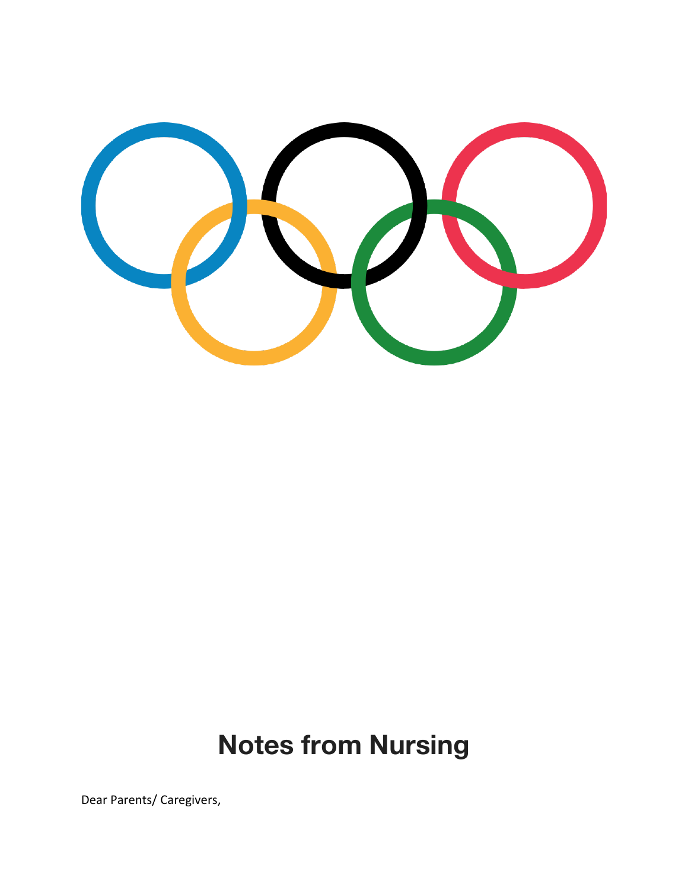# Notes from Nursing

Dear Parents/ Caregivers,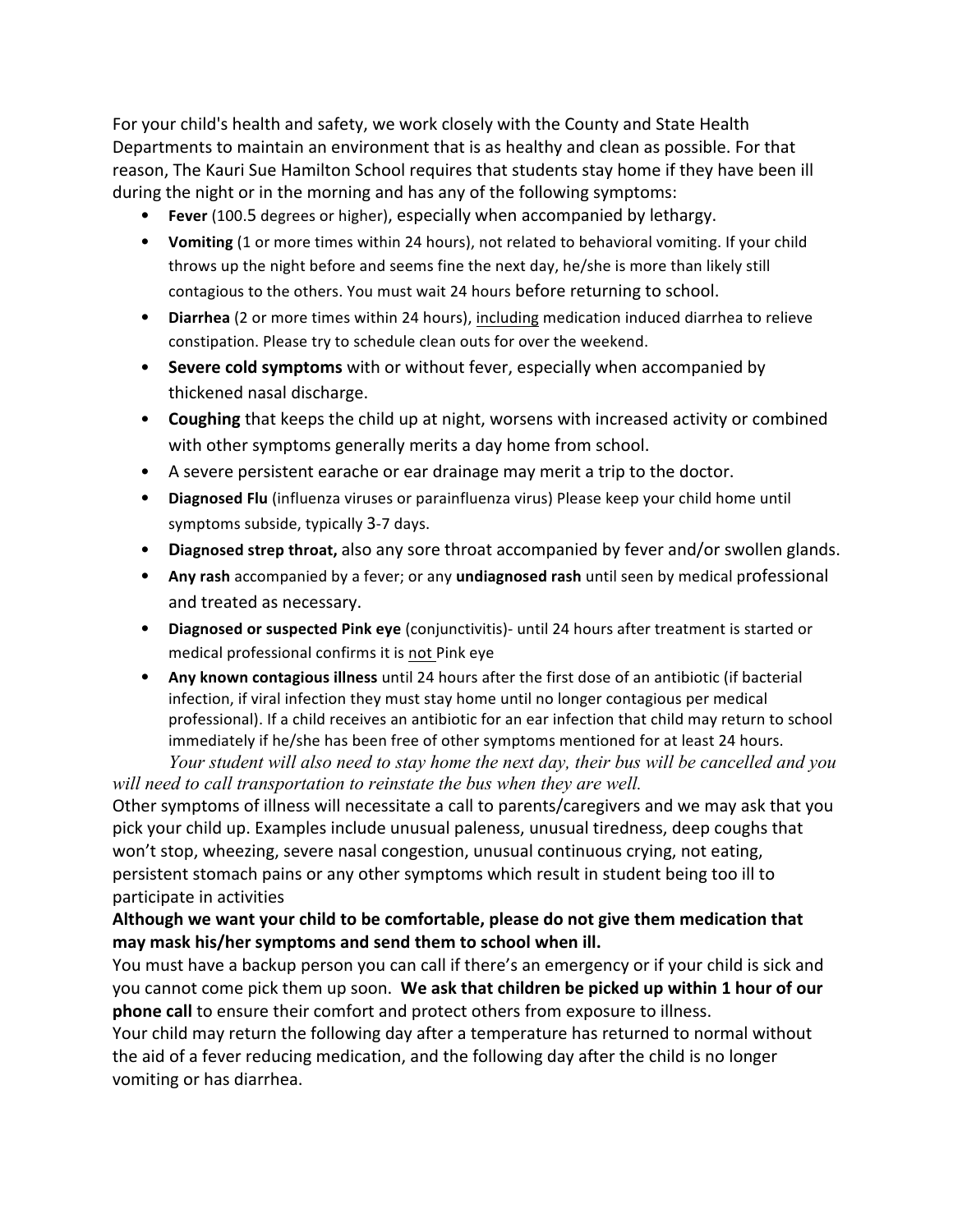For your child's health and safety, we work closely with the County and State Health Departments to maintain an environment that is as healthy and clean as possible. For that reason, The Kauri Sue Hamilton School requires that students stay home if they have been ill during the night or in the morning and has any of the following symptoms:

- **Fever** (100.5 degrees or higher), especially when accompanied by lethargy.
- **Vomiting** (1 or more times within 24 hours), not related to behavioral vomiting. If your child throws up the night before and seems fine the next day, he/she is more than likely still contagious to the others. You must wait 24 hours before returning to school.
- **Diarrhea** (2 or more times within 24 hours), <u>including</u> medication induced diarrhea to relieve constipation. Please try to schedule clean outs for over the weekend.
- **Severe cold symptoms** with or without fever, especially when accompanied by thickened nasal discharge.
- **Coughing** that keeps the child up at night, worsens with increased activity or combined with other symptoms generally merits a day home from school.
- A severe persistent earache or ear drainage may merit a trip to the doctor.
- **Diagnosed Flu** (influenza viruses or parainfluenza virus) Please keep your child home until symptoms subside, typically 3-7 days.
- **Diagnosed strep throat,** also any sore throat accompanied by fever and/or swollen glands.
- **Any rash** accompanied by a fever; or any **undiagnosed rash** until seen by medical professional and treated as necessary.
- **Diagnosed or suspected Pink eye** (conjunctivitis)- until 24 hours after treatment is started or medical professional confirms it is <u>not</u> Pink eye
- **Any known contagious illness** until 24 hours after the first dose of an antibiotic (if bacterial infection, if viral infection they must stay home until no longer contagious per medical professional). If a child receives an antibiotic for an ear infection that child may return to school immediately if he/she has been free of other symptoms mentioned for at least 24 hours.

*Your student will also need to stay home the next day, their bus will be cancelled and you will need to call transportation to reinstate the bus when they are well.*

Other symptoms of illness will necessitate a call to parents/caregivers and we may ask that you pick your child up. Examples include unusual paleness, unusual tiredness, deep coughs that won't stop, wheezing, severe nasal congestion, unusual continuous crying, not eating, persistent stomach pains or any other symptoms which result in student being too ill to participate in activities

**Although we want your child to be comfortable, please do not give them medication that may mask his/her symptoms and send them to school when ill.**

You must have a backup person you can call if there's an emergency or if your child is sick and you cannot come pick them up soon. **We ask that children be picked up within 1 hour of our phone call** to ensure their comfort and protect others from exposure to illness.

Your child may return the following day after a temperature has returned to normal without the aid of a fever reducing medication, and the following day after the child is no longer vomiting or has diarrhea.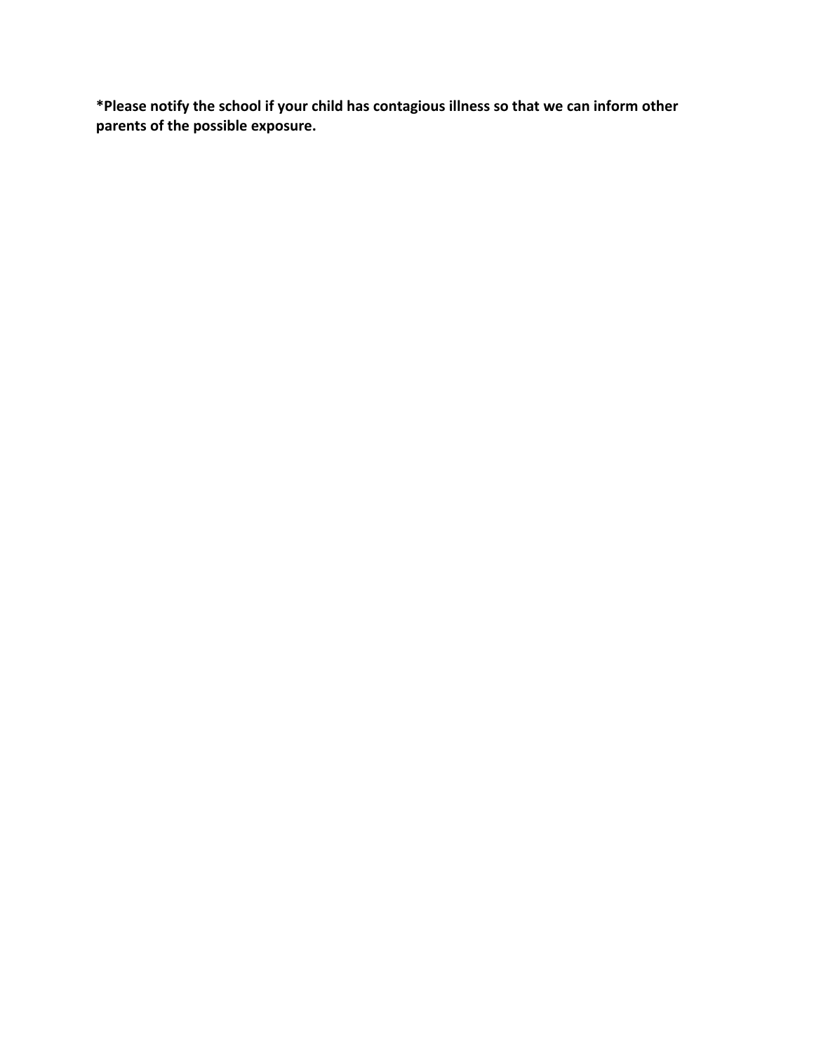**\*Please notify the school if your child has contagious illness so that we can inform other parents of the possible exposure.**

***Please notify the school if your child has contagious illness so that we can inform other parents of the possible exposure.**